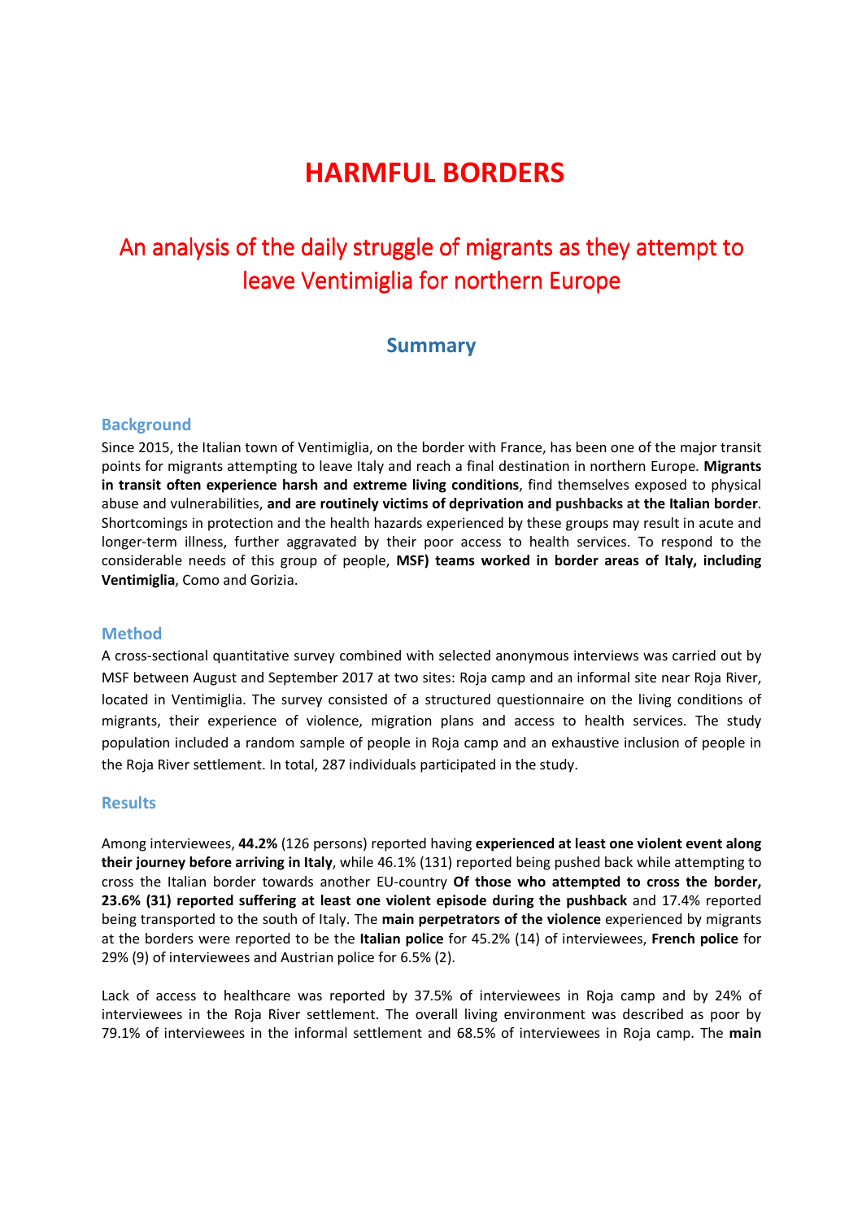# HARMFUL BORDERS

## An analysis of the daily struggle of migrants as they attempt to leave Ventimiglia for northern Europe

### Summary

#### Background

Since 2015, the Italian town of Ventimiglia, on the border with France, has been one of the major transit points for migrants attempting to leave Italy and reach a final destination in northern Europe. **Migrants in transit often experience harsh and extreme living conditions**, find themselves exposed to physical abuse and vulnerabilities, **and are routinely victims of deprivation and pushbacks at the Italian border**. Shortcomings in protection and the health hazards experienced by these groups may result in acute and longer-term illness, further aggravated by their poor access to health services. To respond to the considerable needs of this group of people, **MSF) teams worked in border areas of Italy, including Ventimiglia**, Como and Gorizia.

#### Method

A cross-sectional quantitative survey combined with selected anonymous interviews was carried out by MSF between August and September 2017 at two sites: Roja camp and an informal site near Roja River, located in Ventimiglia. The survey consisted of a structured questionnaire on the living conditions of migrants, their experience of violence, migration plans and access to health services. The study population included a random sample of people in Roja camp and an exhaustive inclusion of people in the Roja River settlement. In total, 287 individuals participated in the study.

#### Results

Among interviewees, **44.2%** (126 persons) reported having **experienced at least one violent event along their journey before arriving in Italy**, while 46.1% (131) reported being pushed back while attempting to cross the Italian border towards another EU-country **Of those who attempted to cross the border, 23.6% (31) reported suffering at least one violent episode during the pushback** and 17.4% reported being transported to the south of Italy. The **main perpetrators of the violence** experienced by migrants at the borders were reported to be the **Italian police** for 45.2% (14) of interviewees, **French police** for 29% (9) of interviewees and Austrian police for 6.5% (2).

Lack of access to healthcare was reported by 37.5% of interviewees in Roja camp and by 24% of interviewees in the Roja River settlement. The overall living environment was described as poor by 79.1% of interviewees in the informal settlement and 68.5% of interviewees in Roja camp. The **main**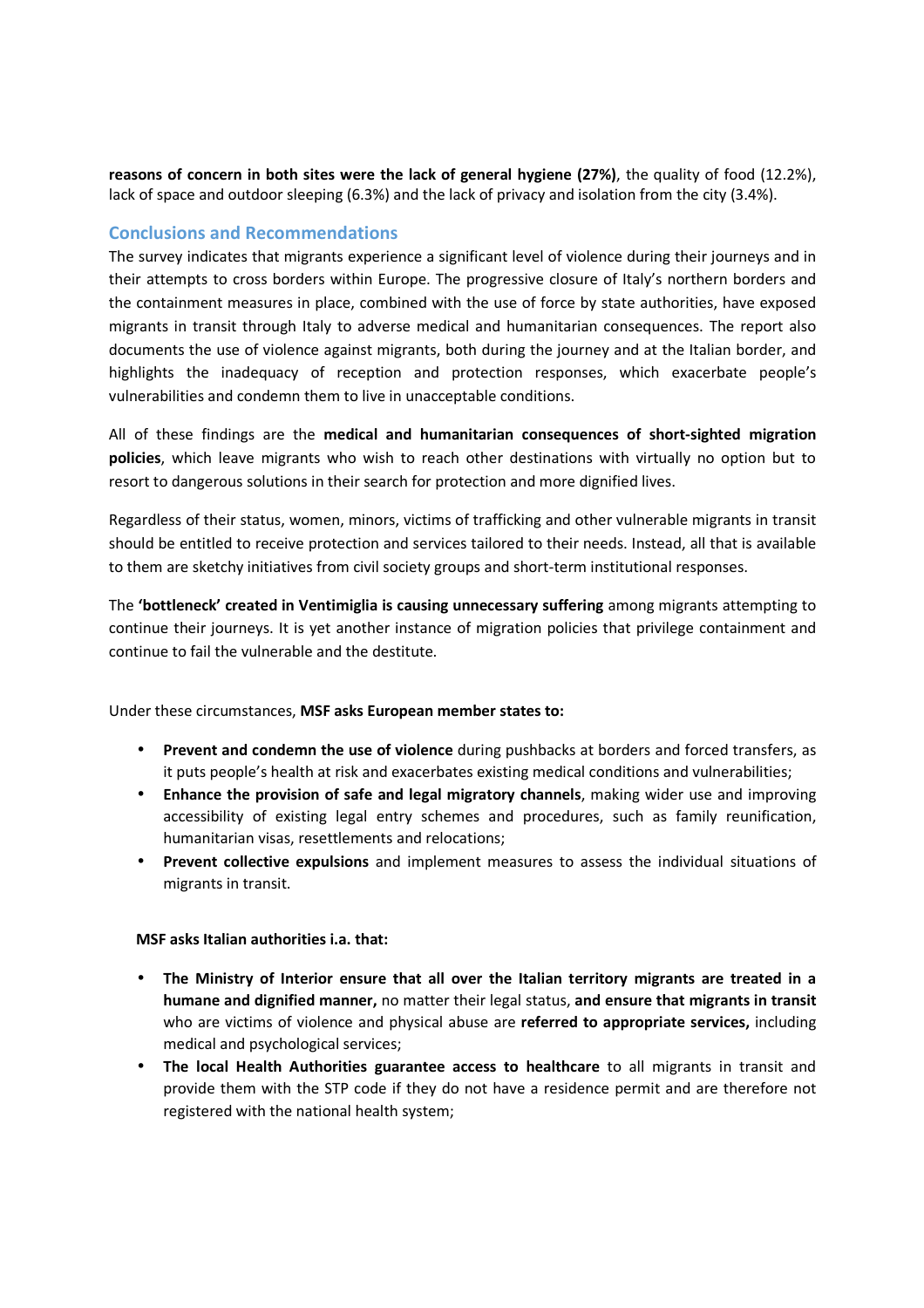**reasons of concern in both sites were the lack of general hygiene (27%)**, the quality of food (12.2%), lack of space and outdoor sleeping (6.3%) and the lack of privacy and isolation from the city (3.4%).

## Conclusions and Recommendations

The survey indicates that migrants experience a significant level of violence during their journeys and in their attempts to cross borders within Europe. The progressive closure of Italy's northern borders and the containment measures in place, combined with the use of force by state authorities, have exposed migrants in transit through Italy to adverse medical and humanitarian consequences. The report also documents the use of violence against migrants, both during the journey and at the Italian border, and highlights the inadequacy of reception and protection responses, which exacerbate people's vulnerabilities and condemn them to live in unacceptable conditions.

All of these findings are the **medical and humanitarian consequences of short-sighted migration policies**, which leave migrants who wish to reach other destinations with virtually no option but to resort to dangerous solutions in their search for protection and more dignified lives.

Regardless of their status, women, minors, victims of trafficking and other vulnerable migrants in transit should be entitled to receive protection and services tailored to their needs. Instead, all that is available to them are sketchy initiatives from civil society groups and short-term institutional responses.

The **'bottleneck' created in Ventimiglia is causing unnecessary suffering** among migrants attempting to continue their journeys. It is yet another instance of migration policies that privilege containment and continue to fail the vulnerable and the destitute.

Under these circumstances, **MSF asks European member states to:**

- **Prevent and condemn the use of violence** during pushbacks at borders and forced transfers, as it puts people's health at risk and exacerbates existing medical conditions and vulnerabilities;
- **Enhance the provision of safe and legal migratory channels**, making wider use and improving accessibility of existing legal entry schemes and procedures, such as family reunification, humanitarian visas, resettlements and relocations;
- **Prevent collective expulsions** and implement measures to assess the individual situations of migrants in transit.

**MSF asks Italian authorities i.a. that:**

- **The Ministry of Interior ensure that all over the Italian territory migrants are treated in a humane and dignified manner,** no matter their legal status, **and ensure that migrants in transit** who are victims of violence and physical abuse are **referred to appropriate services,** including medical and psychological services;
- **The local Health Authorities guarantee access to healthcare** to all migrants in transit and provide them with the STP code if they do not have a residence permit and are therefore not registered with the national health system;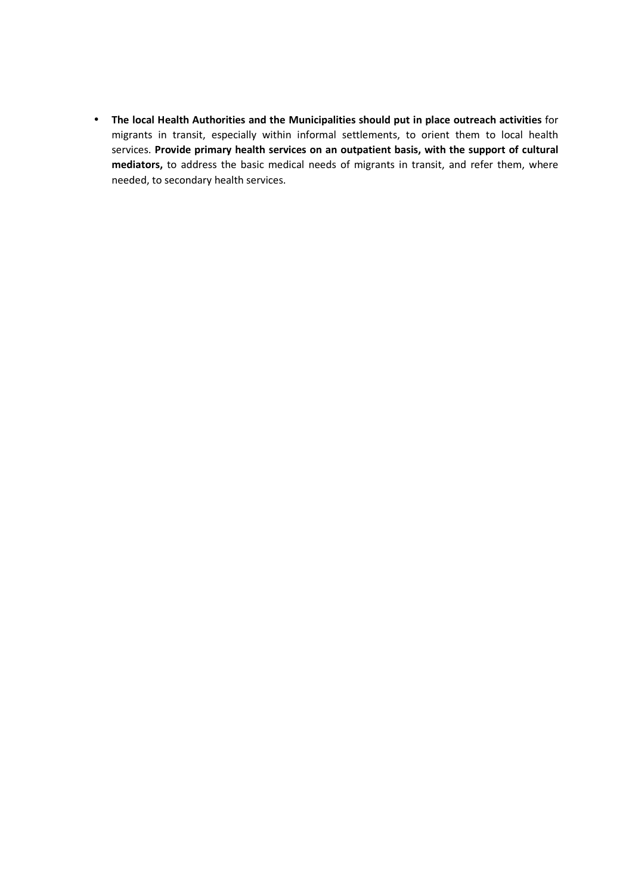- **The local Health Authorities and the Municipalities should put in place outreach activities** for migrants in transit, especially within informal settlements, to orient them to local health services. **Provide primary health services on an outpatient basis, with the support of cultural mediators,** to address the basic medical needs of migrants in transit, and refer them, where needed, to secondary health services.